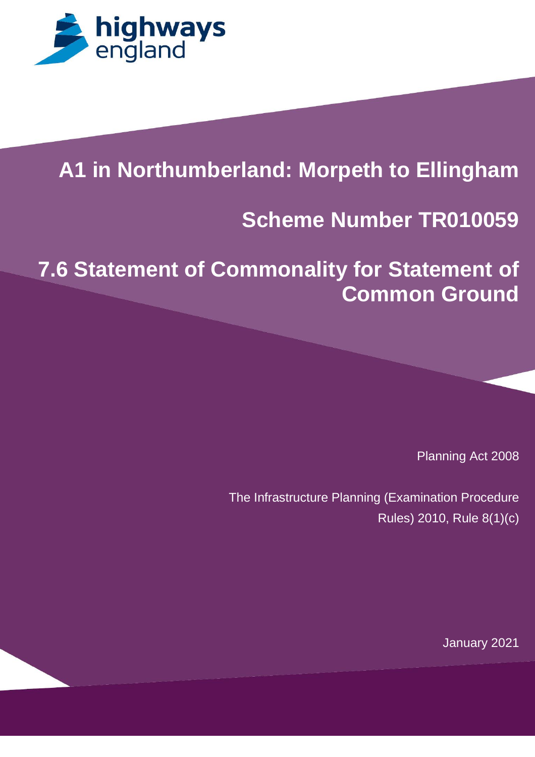highways england

# A1 in Northumberland: Morpeth to Ellingham

# Scheme Number TR010059

# 7.6 Statement of Commonality for Statement of Common Ground

Planning Act 2008

The Infrastructure Planning (Examination Procedure Rules) 2010, Rule 8(1)(c)

January 2021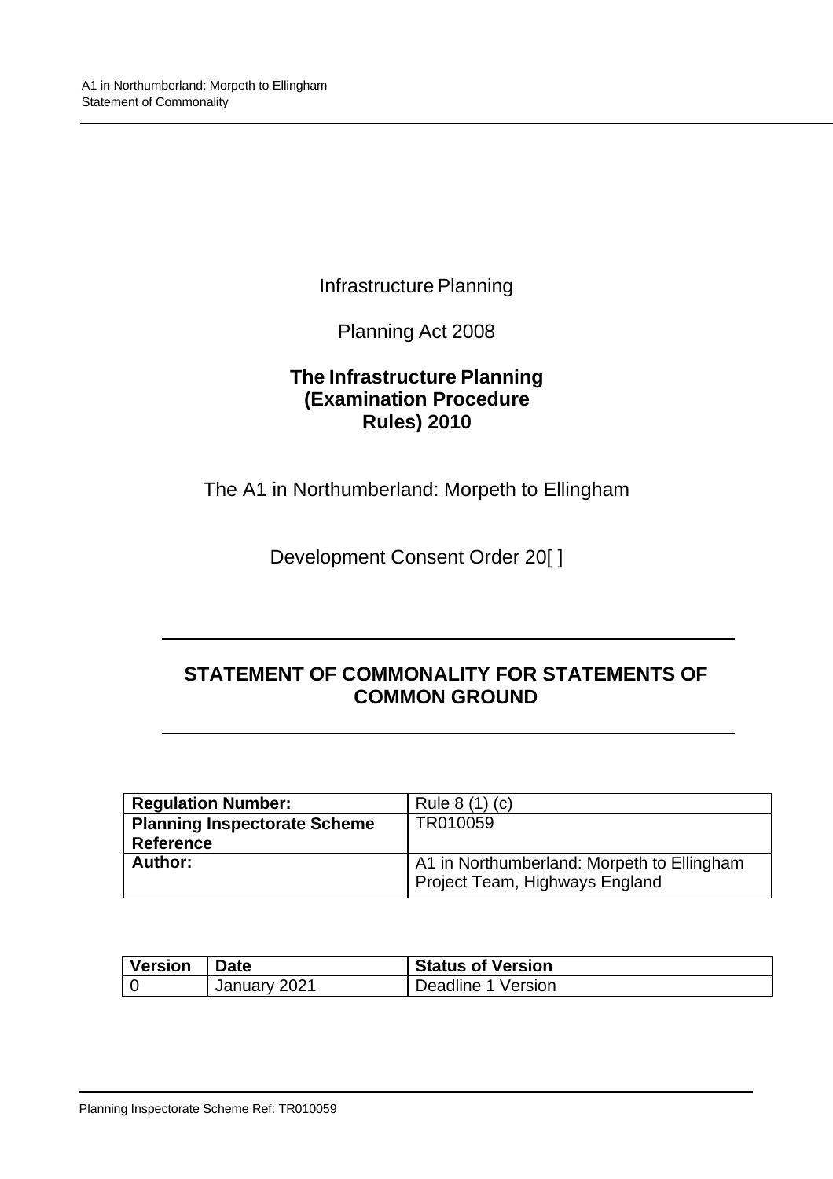Infrastructure Planning

Planning Act 2008

**The Infrastructure Planning (Examination Procedure Rules) 2010**

The A1 in Northumberland: Morpeth to Ellingham

Development Consent Order 20[ ]

---

## STATEMENT OF COMMONALITY FOR STATEMENTS OF COMMON GROUND

---

| **Regulation Number:** | Rule 8 (1) (c) |
|---|---|
| **Planning Inspectorate Scheme Reference** | TR010059 |
| **Author:** | A1 in Northumberland: Morpeth to Ellingham Project Team, Highways England |

| **Version** | **Date** | **Status of Version** |
|---|---|---|
| 0 | January 2021 | Deadline 1 Version |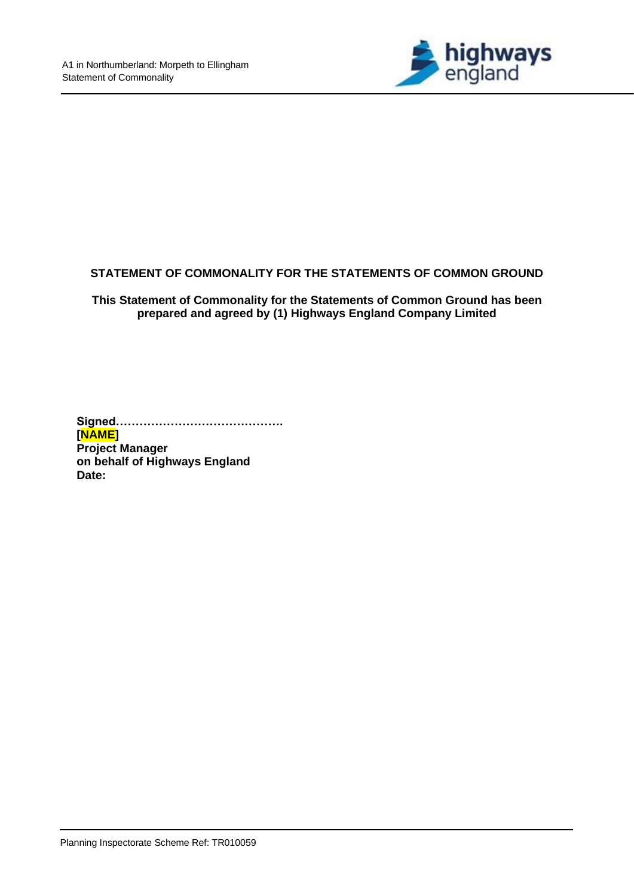**STATEMENT OF COMMONALITY FOR THE STATEMENTS OF COMMON GROUND**

**This Statement of Commonality for the Statements of Common Ground has been prepared and agreed by (1) Highways England Company Limited**

**Signed…………………………………….**
**[NAME]**
**Project Manager**
**on behalf of Highways England**
**Date:**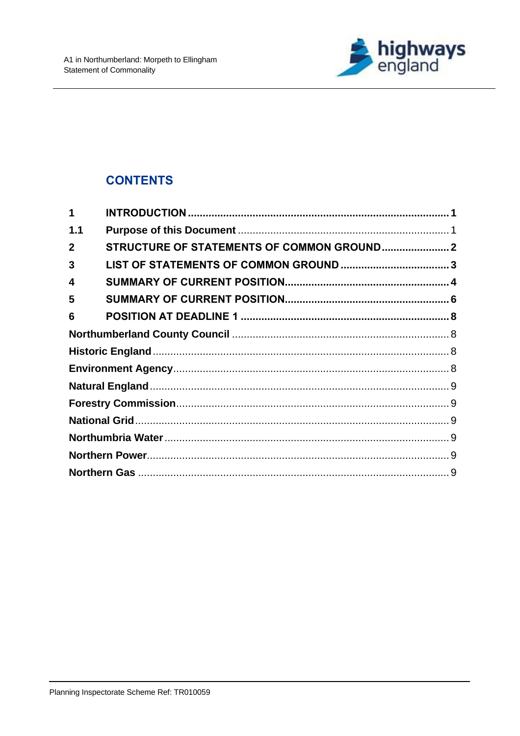## CONTENTS

| | | |
|---|---|---|
| **1** | **INTRODUCTION** | **1** |
| **1.1** | **Purpose of this Document** | 1 |
| **2** | **STRUCTURE OF STATEMENTS OF COMMON GROUND** | **2** |
| **3** | **LIST OF STATEMENTS OF COMMON GROUND** | **3** |
| **4** | **SUMMARY OF CURRENT POSITION** | **4** |
| **5** | **SUMMARY OF CURRENT POSITION** | **6** |
| **6** | **POSITION AT DEADLINE 1** | **8** |
| **Northumberland County Council** | | 8 |
| **Historic England** | | 8 |
| **Environment Agency** | | 8 |
| **Natural England** | | 9 |
| **Forestry Commission** | | 9 |
| **National Grid** | | 9 |
| **Northumbria Water** | | 9 |
| **Northern Power** | | 9 |
| **Northern Gas** | | 9 |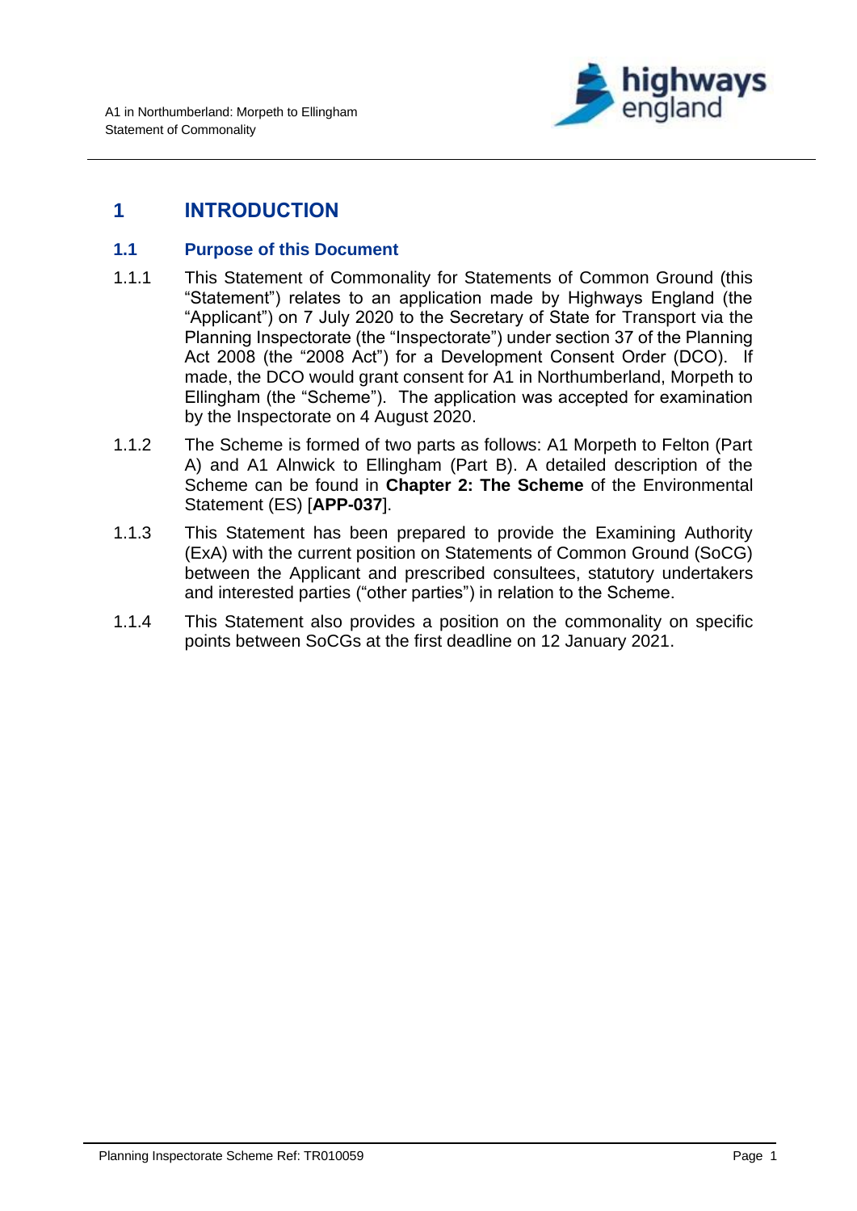# 1 INTRODUCTION

## 1.1 Purpose of this Document

1.1.1 This Statement of Commonality for Statements of Common Ground (this "Statement") relates to an application made by Highways England (the "Applicant") on 7 July 2020 to the Secretary of State for Transport via the Planning Inspectorate (the "Inspectorate") under section 37 of the Planning Act 2008 (the "2008 Act") for a Development Consent Order (DCO). If made, the DCO would grant consent for A1 in Northumberland, Morpeth to Ellingham (the "Scheme"). The application was accepted for examination by the Inspectorate on 4 August 2020.

1.1.2 The Scheme is formed of two parts as follows: A1 Morpeth to Felton (Part A) and A1 Alnwick to Ellingham (Part B). A detailed description of the Scheme can be found in **Chapter 2: The Scheme** of the Environmental Statement (ES) [**APP-037**].

1.1.3 This Statement has been prepared to provide the Examining Authority (ExA) with the current position on Statements of Common Ground (SoCG) between the Applicant and prescribed consultees, statutory undertakers and interested parties ("other parties") in relation to the Scheme.

1.1.4 This Statement also provides a position on the commonality on specific points between SoCGs at the first deadline on 12 January 2021.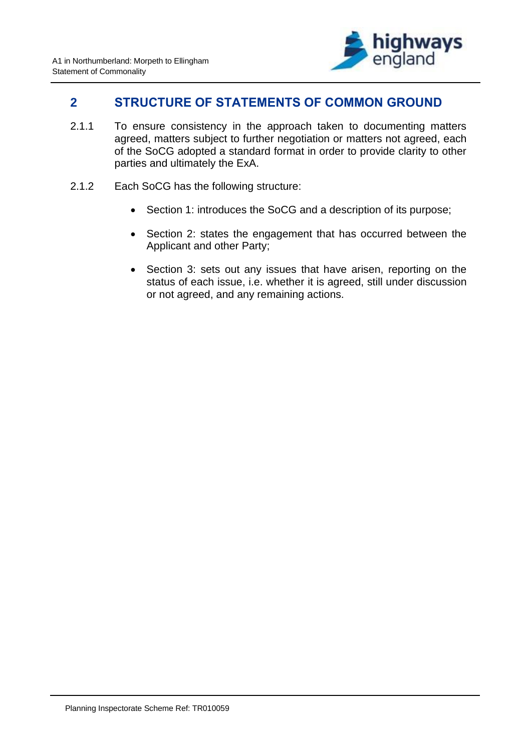## 2 STRUCTURE OF STATEMENTS OF COMMON GROUND

2.1.1 To ensure consistency in the approach taken to documenting matters agreed, matters subject to further negotiation or matters not agreed, each of the SoCG adopted a standard format in order to provide clarity to other parties and ultimately the ExA.

2.1.2 Each SoCG has the following structure:

- Section 1: introduces the SoCG and a description of its purpose;
- Section 2: states the engagement that has occurred between the Applicant and other Party;
- Section 3: sets out any issues that have arisen, reporting on the status of each issue, i.e. whether it is agreed, still under discussion or not agreed, and any remaining actions.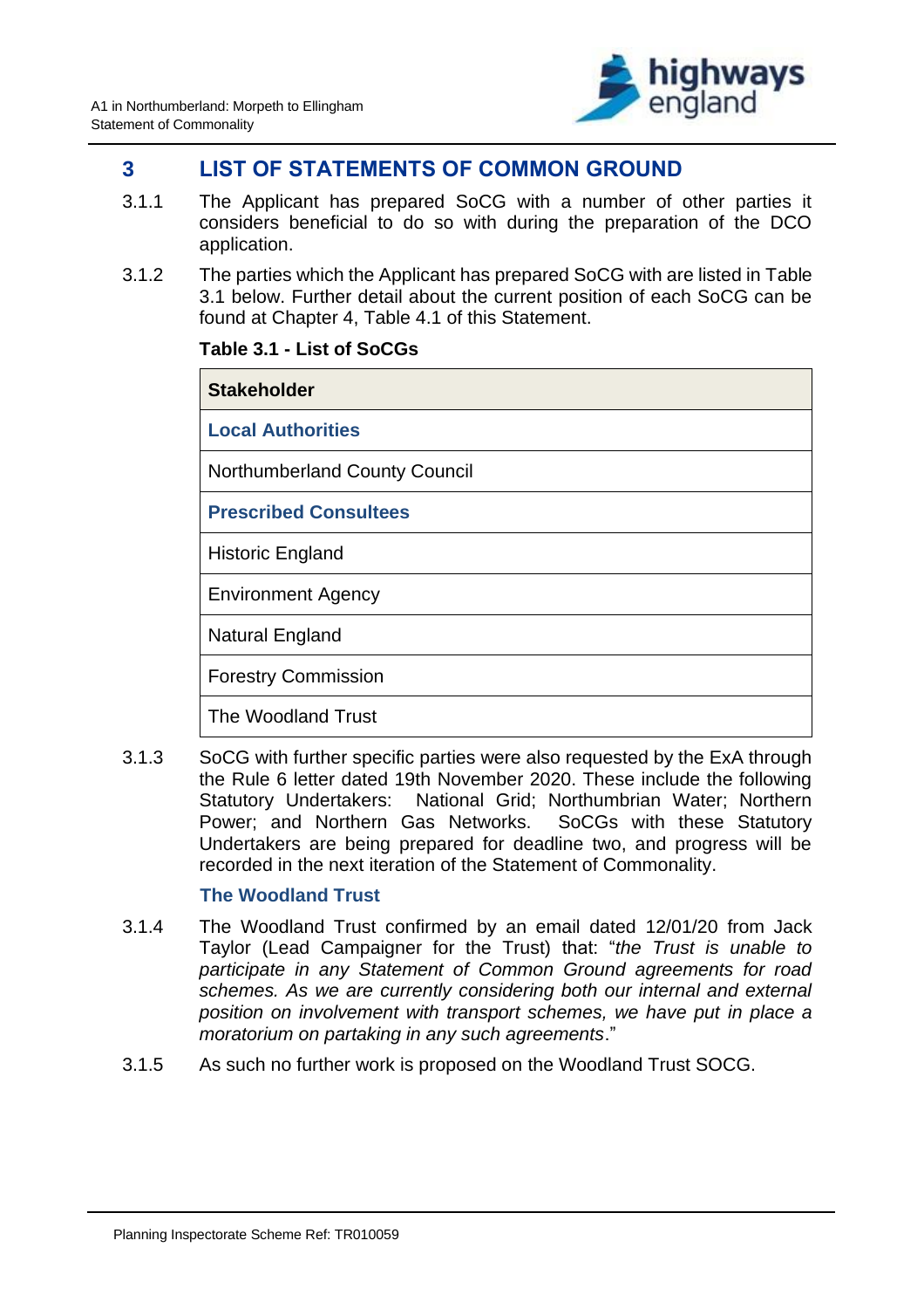# 3 LIST OF STATEMENTS OF COMMON GROUND

3.1.1 The Applicant has prepared SoCG with a number of other parties it considers beneficial to do so with during the preparation of the DCO application.

3.1.2 The parties which the Applicant has prepared SoCG with are listed in Table 3.1 below. Further detail about the current position of each SoCG can be found at Chapter 4, Table 4.1 of this Statement.

**Table 3.1 - List of SoCGs**

| Stakeholder |
|---|
| **Local Authorities** |
| Northumberland County Council |
| **Prescribed Consultees** |
| Historic England |
| Environment Agency |
| Natural England |
| Forestry Commission |
| The Woodland Trust |

3.1.3 SoCG with further specific parties were also requested by the ExA through the Rule 6 letter dated 19th November 2020. These include the following Statutory Undertakers: National Grid; Northumbrian Water; Northern Power; and Northern Gas Networks. SoCGs with these Statutory Undertakers are being prepared for deadline two, and progress will be recorded in the next iteration of the Statement of Commonality.

### The Woodland Trust

3.1.4 The Woodland Trust confirmed by an email dated 12/01/20 from Jack Taylor (Lead Campaigner for the Trust) that: "*the Trust is unable to participate in any Statement of Common Ground agreements for road schemes. As we are currently considering both our internal and external position on involvement with transport schemes, we have put in place a moratorium on partaking in any such agreements*."

3.1.5 As such no further work is proposed on the Woodland Trust SOCG.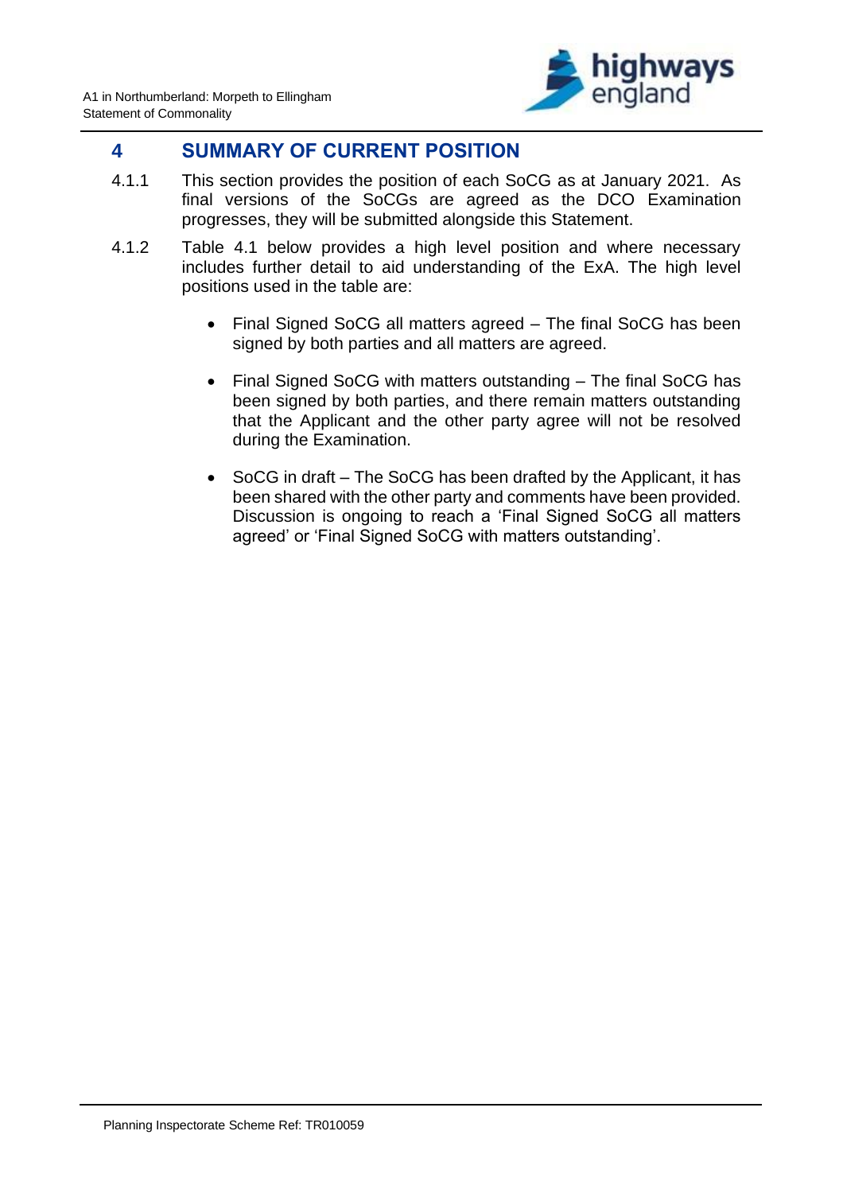# 4 SUMMARY OF CURRENT POSITION

4.1.1 This section provides the position of each SoCG as at January 2021. As final versions of the SoCGs are agreed as the DCO Examination progresses, they will be submitted alongside this Statement.

4.1.2 Table 4.1 below provides a high level position and where necessary includes further detail to aid understanding of the ExA. The high level positions used in the table are:

- Final Signed SoCG all matters agreed – The final SoCG has been signed by both parties and all matters are agreed.

- Final Signed SoCG with matters outstanding – The final SoCG has been signed by both parties, and there remain matters outstanding that the Applicant and the other party agree will not be resolved during the Examination.

- SoCG in draft – The SoCG has been drafted by the Applicant, it has been shared with the other party and comments have been provided. Discussion is ongoing to reach a 'Final Signed SoCG all matters agreed' or 'Final Signed SoCG with matters outstanding'.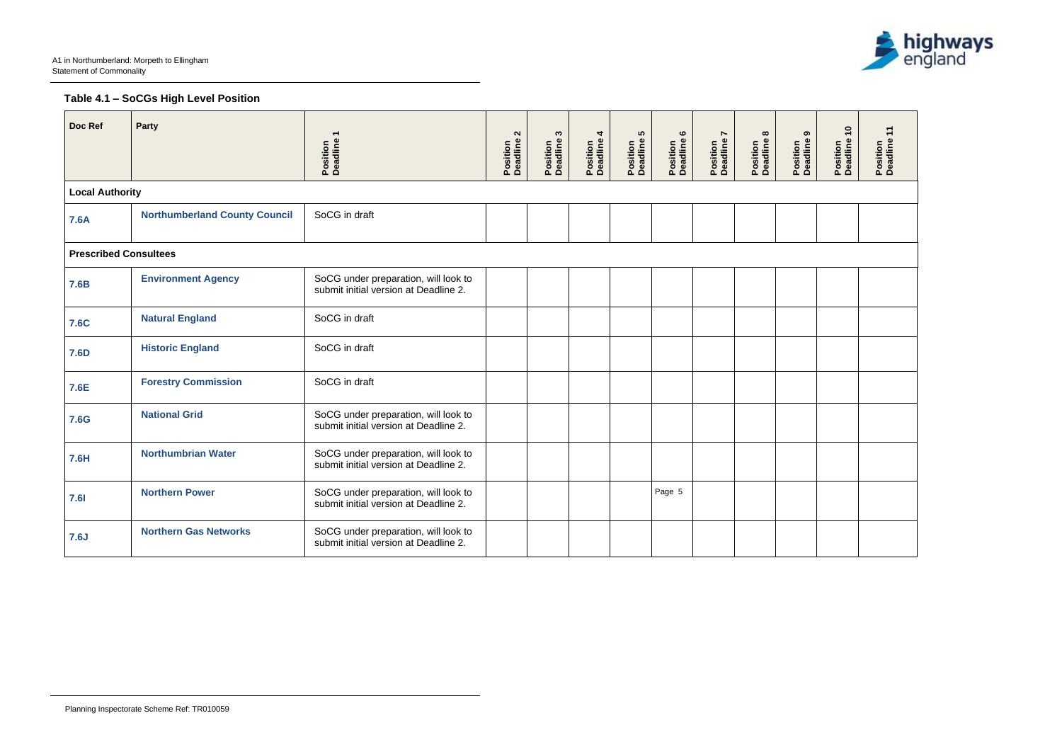### Table 4.1 – SoCGs High Level Position

| Doc Ref | Party | Position Deadline 1 | Position Deadline 2 | Position Deadline 3 | Position Deadline 4 | Position Deadline 5 | Position Deadline 6 | Position Deadline 7 | Position Deadline 8 | Position Deadline 9 | Position Deadline 10 | Position Deadline 11 |
|---|---|---|---|---|---|---|---|---|---|---|---|---|
| **Local Authority** | | | | | | | | | | | | |
| **7.6A** | **Northumberland County Council** | SoCG in draft | | | | | | | | | | |
| **Prescribed Consultees** | | | | | | | | | | | | |
| **7.6B** | **Environment Agency** | SoCG under preparation, will look to submit initial version at Deadline 2. | | | | | | | | | | |
| **7.6C** | **Natural England** | SoCG in draft | | | | | | | | | | |
| **7.6D** | **Historic England** | SoCG in draft | | | | | | | | | | |
| **7.6E** | **Forestry Commission** | SoCG in draft | | | | | | | | | | |
| **7.6G** | **National Grid** | SoCG under preparation, will look to submit initial version at Deadline 2. | | | | | | | | | | |
| **7.6H** | **Northumbrian Water** | SoCG under preparation, will look to submit initial version at Deadline 2. | | | | | | | | | | |
| **7.6I** | **Northern Power** | SoCG under preparation, will look to submit initial version at Deadline 2. | | | | | | | | | | |
| **7.6J** | **Northern Gas Networks** | SoCG under preparation, will look to submit initial version at Deadline 2. | | | | | | | | | | |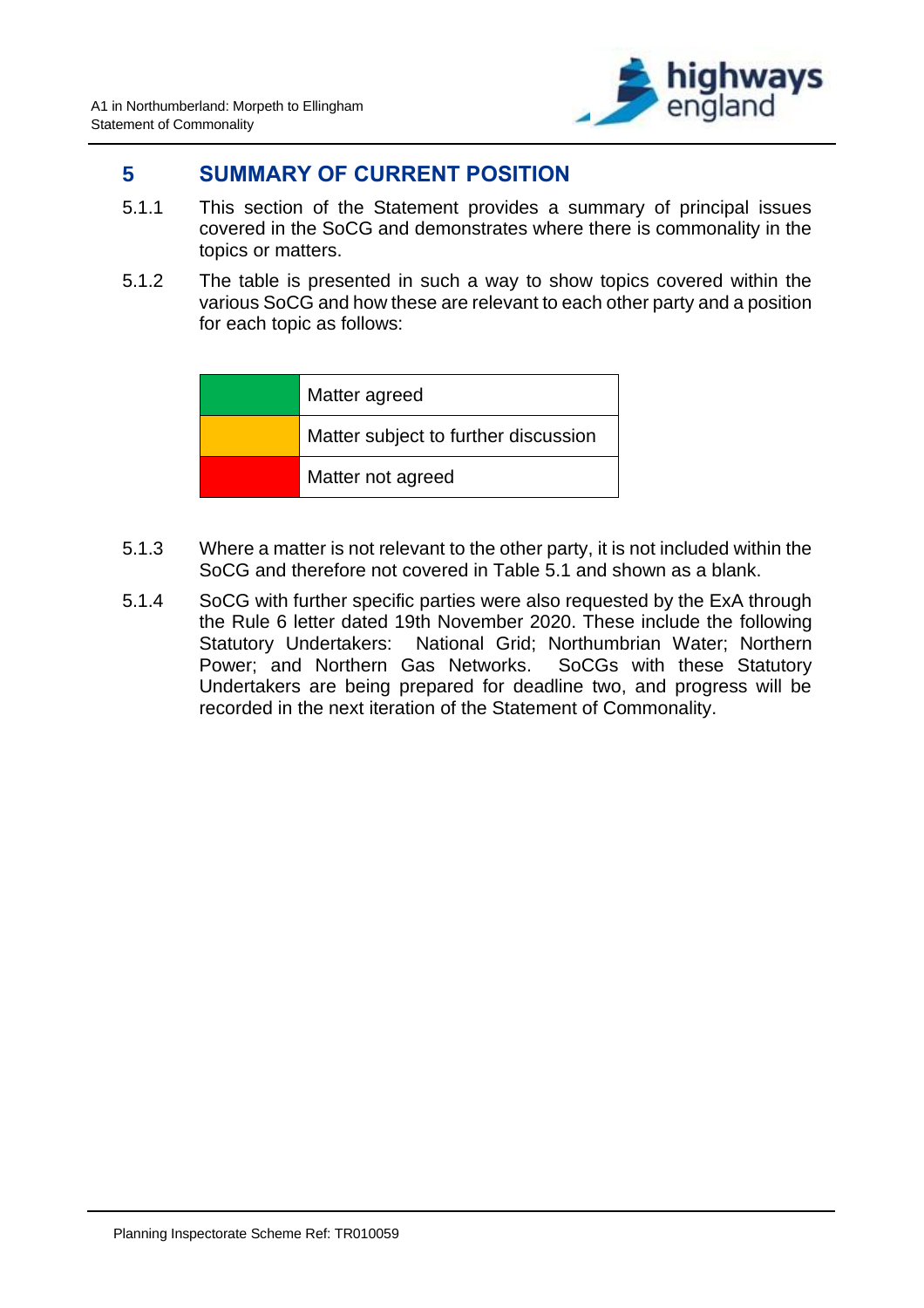# 5 SUMMARY OF CURRENT POSITION

5.1.1 This section of the Statement provides a summary of principal issues covered in the SoCG and demonstrates where there is commonality in the topics or matters.

5.1.2 The table is presented in such a way to show topics covered within the various SoCG and how these are relevant to each other party and a position for each topic as follows:

| Colour | Status |
|---|---|
| Green | Matter agreed |
| Amber | Matter subject to further discussion |
| Red | Matter not agreed |

5.1.3 Where a matter is not relevant to the other party, it is not included within the SoCG and therefore not covered in Table 5.1 and shown as a blank.

5.1.4 SoCG with further specific parties were also requested by the ExA through the Rule 6 letter dated 19th November 2020. These include the following Statutory Undertakers: National Grid; Northumbrian Water; Northern Power; and Northern Gas Networks. SoCGs with these Statutory Undertakers are being prepared for deadline two, and progress will be recorded in the next iteration of the Statement of Commonality.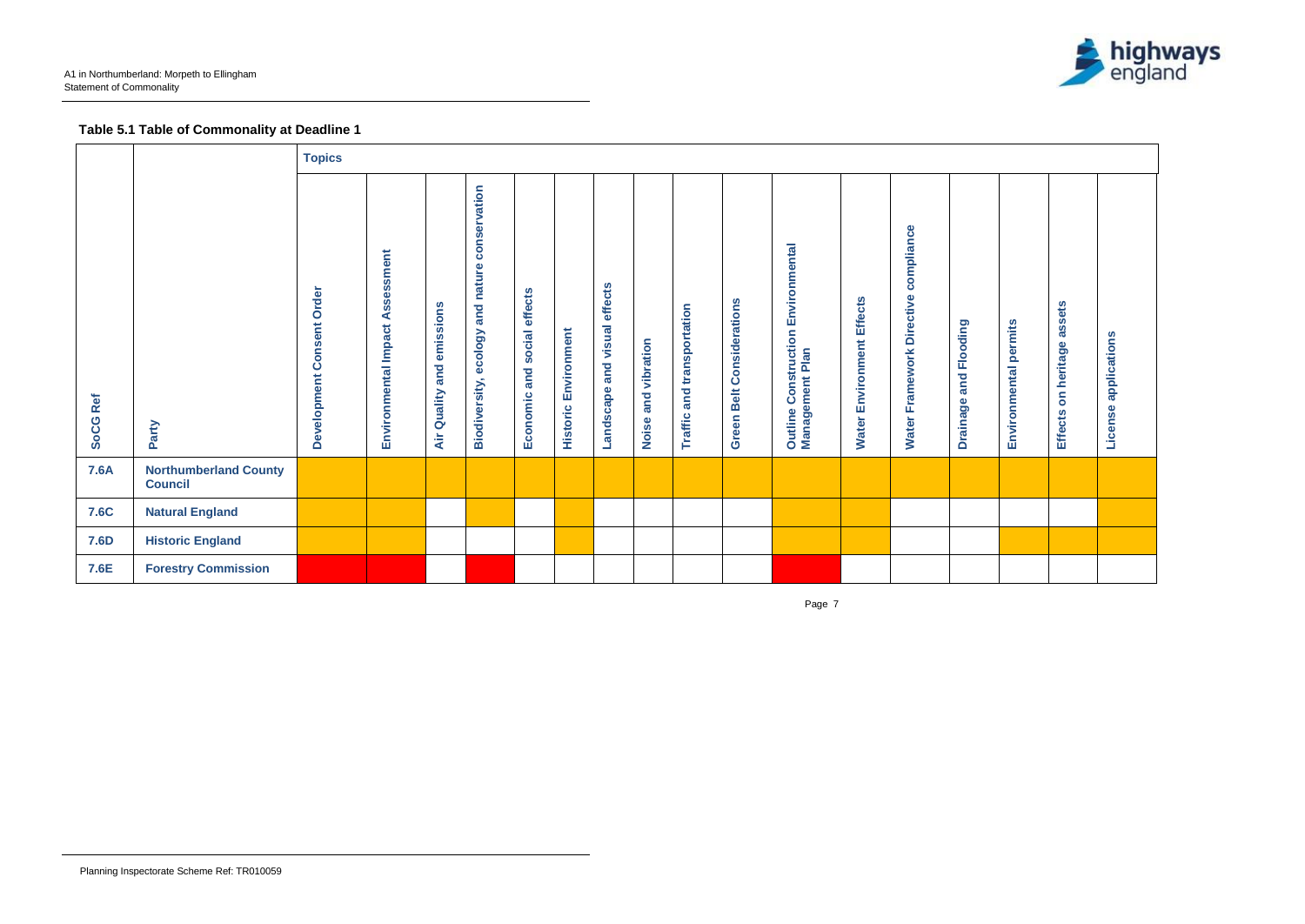**Table 5.1 Table of Commonality at Deadline 1**

Cell shading in the source table is shown below as Orange or Red. Blank cells are unshaded.

| SoCG Ref | Party | Development Consent Order | Environmental Impact Assessment | Air Quality and emissions | Biodiversity, ecology and nature conservation | Economic and social effects | Historic Environment | Landscape and visual effects | Noise and vibration | Traffic and transportation | Green Belt Considerations | Outline Construction Environmental Management Plan | Water Environment Effects | Water Framework Directive compliance | Drainage and Flooding | Environmental permits | Effects on heritage assets | License applications |
|---|---|---|---|---|---|---|---|---|---|---|---|---|---|---|---|---|---|---|
| **7.6A** | **Northumberland County Council** | Orange | Orange | Orange | Orange | Orange | Orange | Orange | Orange | Orange | Orange | Orange | Orange | Orange | Orange | Orange | Orange | Orange |
| **7.6C** | **Natural England** | Orange | Orange | | Orange | | Orange | | | | | Orange | Orange | | | | | Orange |
| **7.6D** | **Historic England** | Orange | Orange | | | | Orange | | | | | Orange | Orange | | | Orange | Orange | Orange |
| **7.6E** | **Forestry Commission** | Red | Red | | Red | | | | | | | Red | | | | | | |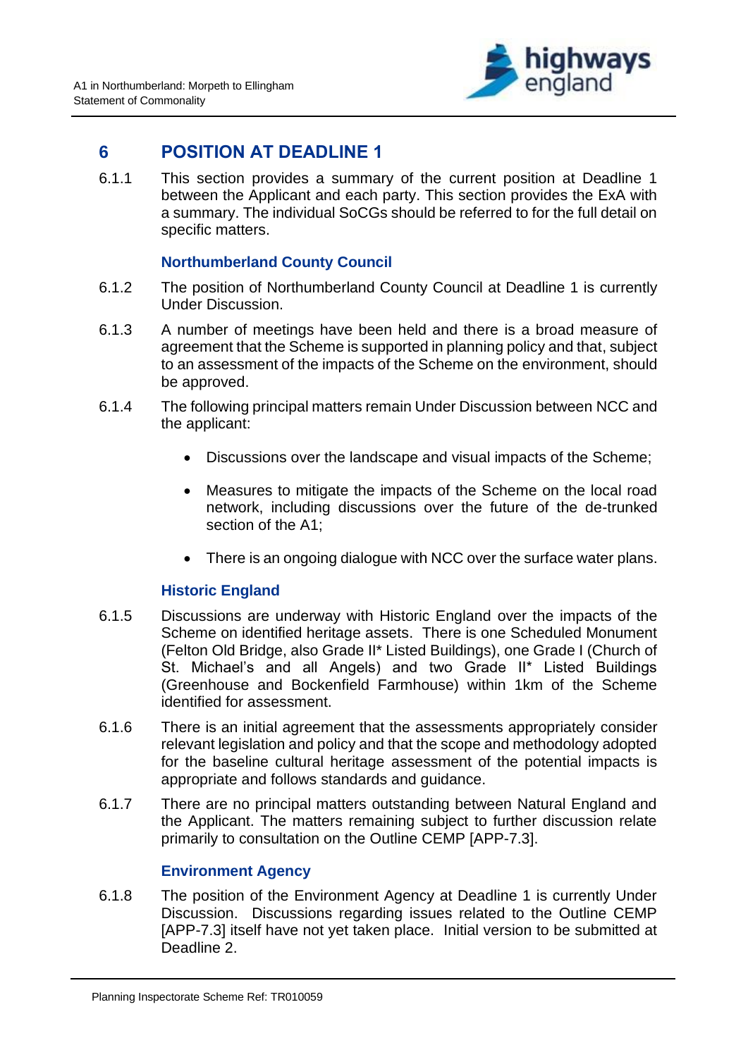## 6 POSITION AT DEADLINE 1

6.1.1 This section provides a summary of the current position at Deadline 1 between the Applicant and each party. This section provides the ExA with a summary. The individual SoCGs should be referred to for the full detail on specific matters.

### Northumberland County Council

6.1.2 The position of Northumberland County Council at Deadline 1 is currently Under Discussion.

6.1.3 A number of meetings have been held and there is a broad measure of agreement that the Scheme is supported in planning policy and that, subject to an assessment of the impacts of the Scheme on the environment, should be approved.

6.1.4 The following principal matters remain Under Discussion between NCC and the applicant:

- Discussions over the landscape and visual impacts of the Scheme;
- Measures to mitigate the impacts of the Scheme on the local road network, including discussions over the future of the de-trunked section of the A1;
- There is an ongoing dialogue with NCC over the surface water plans.

### Historic England

6.1.5 Discussions are underway with Historic England over the impacts of the Scheme on identified heritage assets. There is one Scheduled Monument (Felton Old Bridge, also Grade II* Listed Buildings), one Grade I (Church of St. Michael's and all Angels) and two Grade II* Listed Buildings (Greenhouse and Bockenfield Farmhouse) within 1km of the Scheme identified for assessment.

6.1.6 There is an initial agreement that the assessments appropriately consider relevant legislation and policy and that the scope and methodology adopted for the baseline cultural heritage assessment of the potential impacts is appropriate and follows standards and guidance.

6.1.7 There are no principal matters outstanding between Natural England and the Applicant. The matters remaining subject to further discussion relate primarily to consultation on the Outline CEMP [APP-7.3].

### Environment Agency

6.1.8 The position of the Environment Agency at Deadline 1 is currently Under Discussion. Discussions regarding issues related to the Outline CEMP [APP-7.3] itself have not yet taken place. Initial version to be submitted at Deadline 2.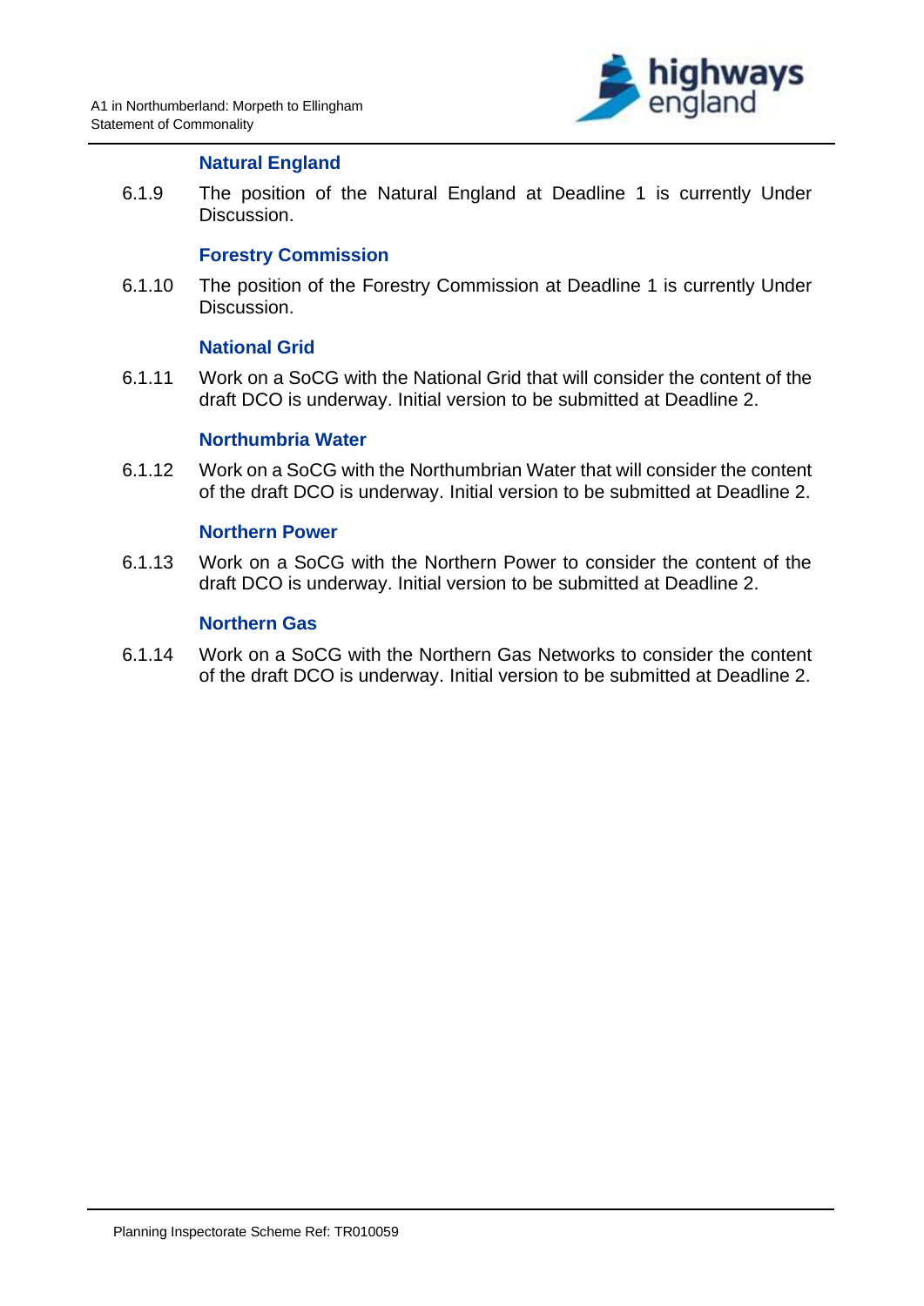### Natural England

6.1.9 The position of the Natural England at Deadline 1 is currently Under Discussion.

### Forestry Commission

6.1.10 The position of the Forestry Commission at Deadline 1 is currently Under Discussion.

### National Grid

6.1.11 Work on a SoCG with the National Grid that will consider the content of the draft DCO is underway. Initial version to be submitted at Deadline 2.

### Northumbria Water

6.1.12 Work on a SoCG with the Northumbrian Water that will consider the content of the draft DCO is underway. Initial version to be submitted at Deadline 2.

### Northern Power

6.1.13 Work on a SoCG with the Northern Power to consider the content of the draft DCO is underway. Initial version to be submitted at Deadline 2.

### Northern Gas

6.1.14 Work on a SoCG with the Northern Gas Networks to consider the content of the draft DCO is underway. Initial version to be submitted at Deadline 2.